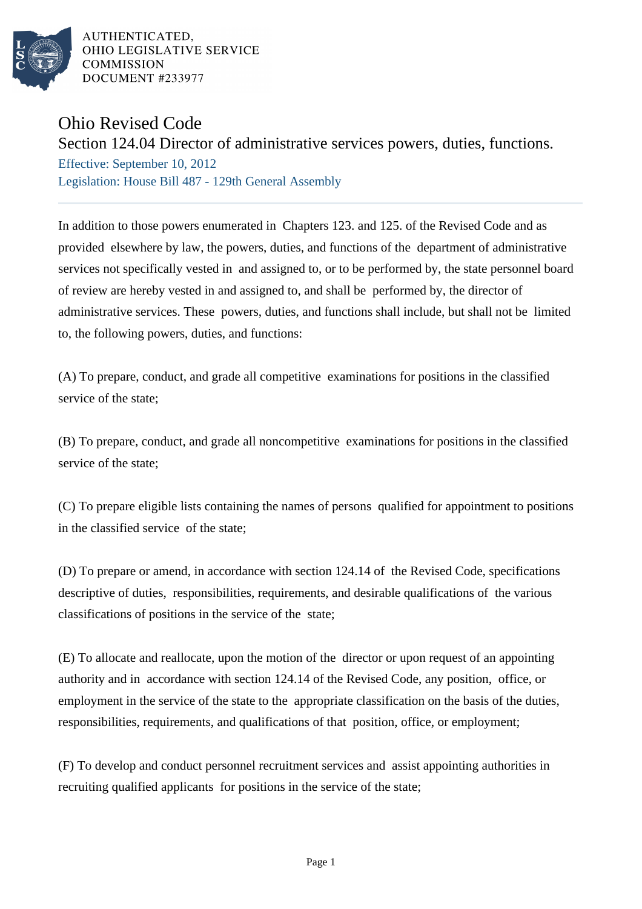AUTHENTICATED,
OHIO LEGISLATIVE SERVICE
COMMISSION
DOCUMENT #233977

# Ohio Revised Code

## Section 124.04 Director of administrative services powers, duties, functions.

Effective: September 10, 2012

Legislation: House Bill 487 - 129th General Assembly

In addition to those powers enumerated in Chapters 123. and 125. of the Revised Code and as provided elsewhere by law, the powers, duties, and functions of the department of administrative services not specifically vested in and assigned to, or to be performed by, the state personnel board of review are hereby vested in and assigned to, and shall be performed by, the director of administrative services. These powers, duties, and functions shall include, but shall not be limited to, the following powers, duties, and functions:

(A) To prepare, conduct, and grade all competitive examinations for positions in the classified service of the state;

(B) To prepare, conduct, and grade all noncompetitive examinations for positions in the classified service of the state;

(C) To prepare eligible lists containing the names of persons qualified for appointment to positions in the classified service of the state;

(D) To prepare or amend, in accordance with section 124.14 of the Revised Code, specifications descriptive of duties, responsibilities, requirements, and desirable qualifications of the various classifications of positions in the service of the state;

(E) To allocate and reallocate, upon the motion of the director or upon request of an appointing authority and in accordance with section 124.14 of the Revised Code, any position, office, or employment in the service of the state to the appropriate classification on the basis of the duties, responsibilities, requirements, and qualifications of that position, office, or employment;

(F) To develop and conduct personnel recruitment services and assist appointing authorities in recruiting qualified applicants for positions in the service of the state;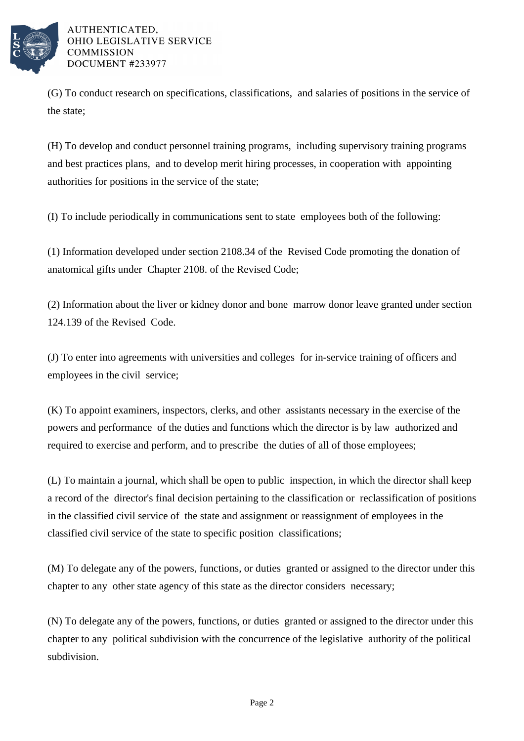(G) To conduct research on specifications, classifications, and salaries of positions in the service of the state;

(H) To develop and conduct personnel training programs, including supervisory training programs and best practices plans, and to develop merit hiring processes, in cooperation with appointing authorities for positions in the service of the state;

(I) To include periodically in communications sent to state employees both of the following:

(1) Information developed under section 2108.34 of the Revised Code promoting the donation of anatomical gifts under Chapter 2108. of the Revised Code;

(2) Information about the liver or kidney donor and bone marrow donor leave granted under section 124.139 of the Revised Code.

(J) To enter into agreements with universities and colleges for in-service training of officers and employees in the civil service;

(K) To appoint examiners, inspectors, clerks, and other assistants necessary in the exercise of the powers and performance of the duties and functions which the director is by law authorized and required to exercise and perform, and to prescribe the duties of all of those employees;

(L) To maintain a journal, which shall be open to public inspection, in which the director shall keep a record of the director's final decision pertaining to the classification or reclassification of positions in the classified civil service of the state and assignment or reassignment of employees in the classified civil service of the state to specific position classifications;

(M) To delegate any of the powers, functions, or duties granted or assigned to the director under this chapter to any other state agency of this state as the director considers necessary;

(N) To delegate any of the powers, functions, or duties granted or assigned to the director under this chapter to any political subdivision with the concurrence of the legislative authority of the political subdivision.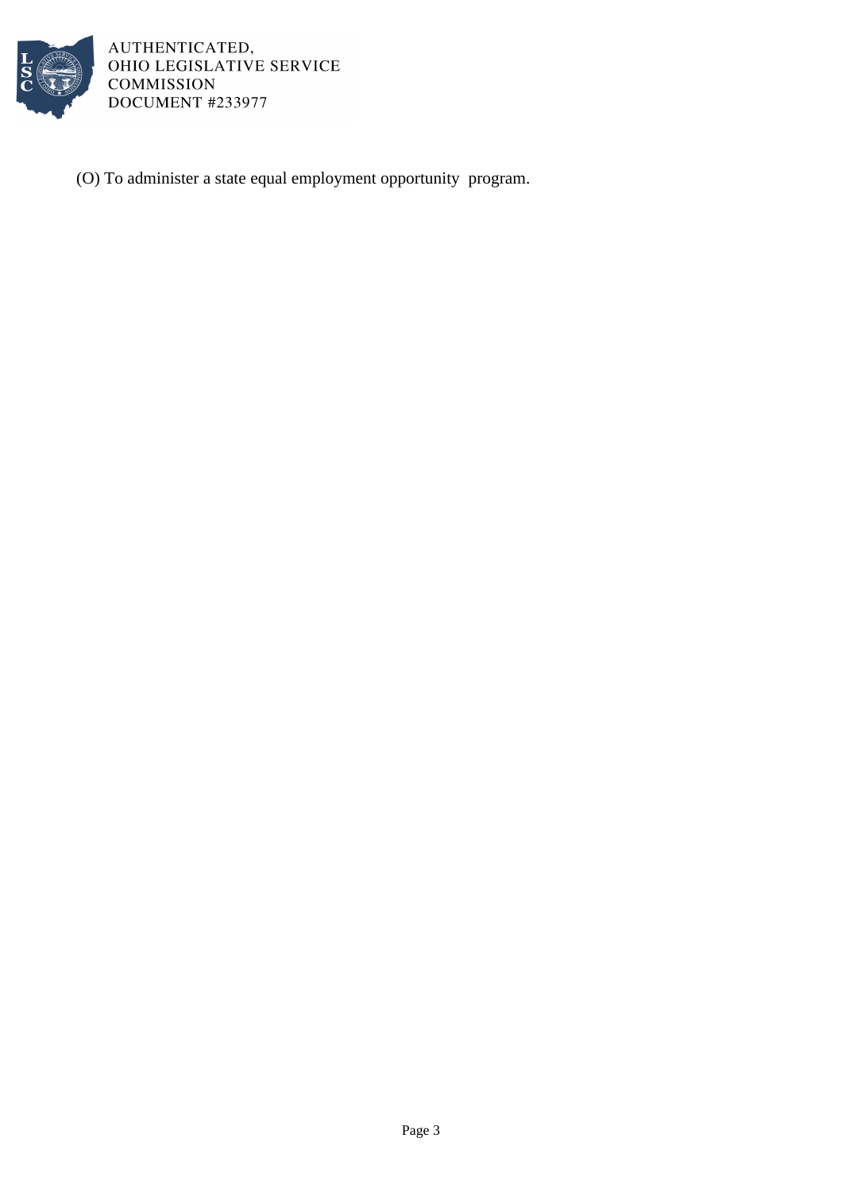(O) To administer a state equal employment opportunity program.